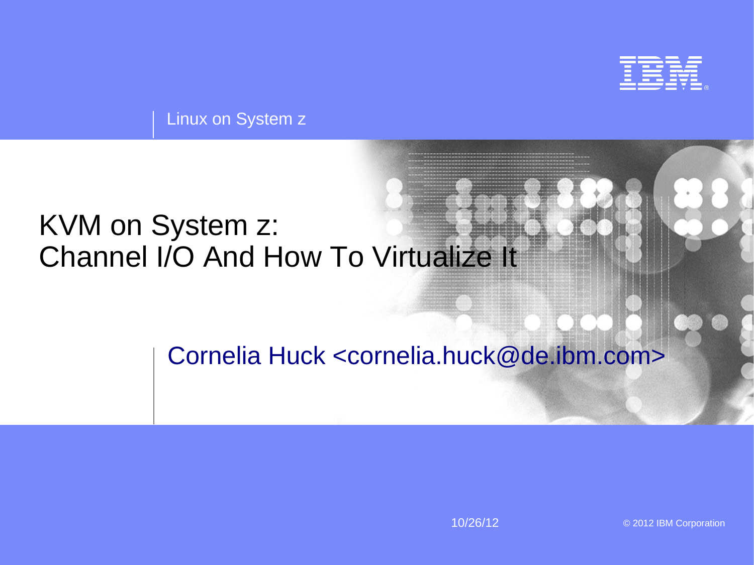Linux on System z

# KVM on System z: Channel I/O And How To Virtualize It

Cornelia Huck <cornelia.huck@de.ibm.com>

10/26/12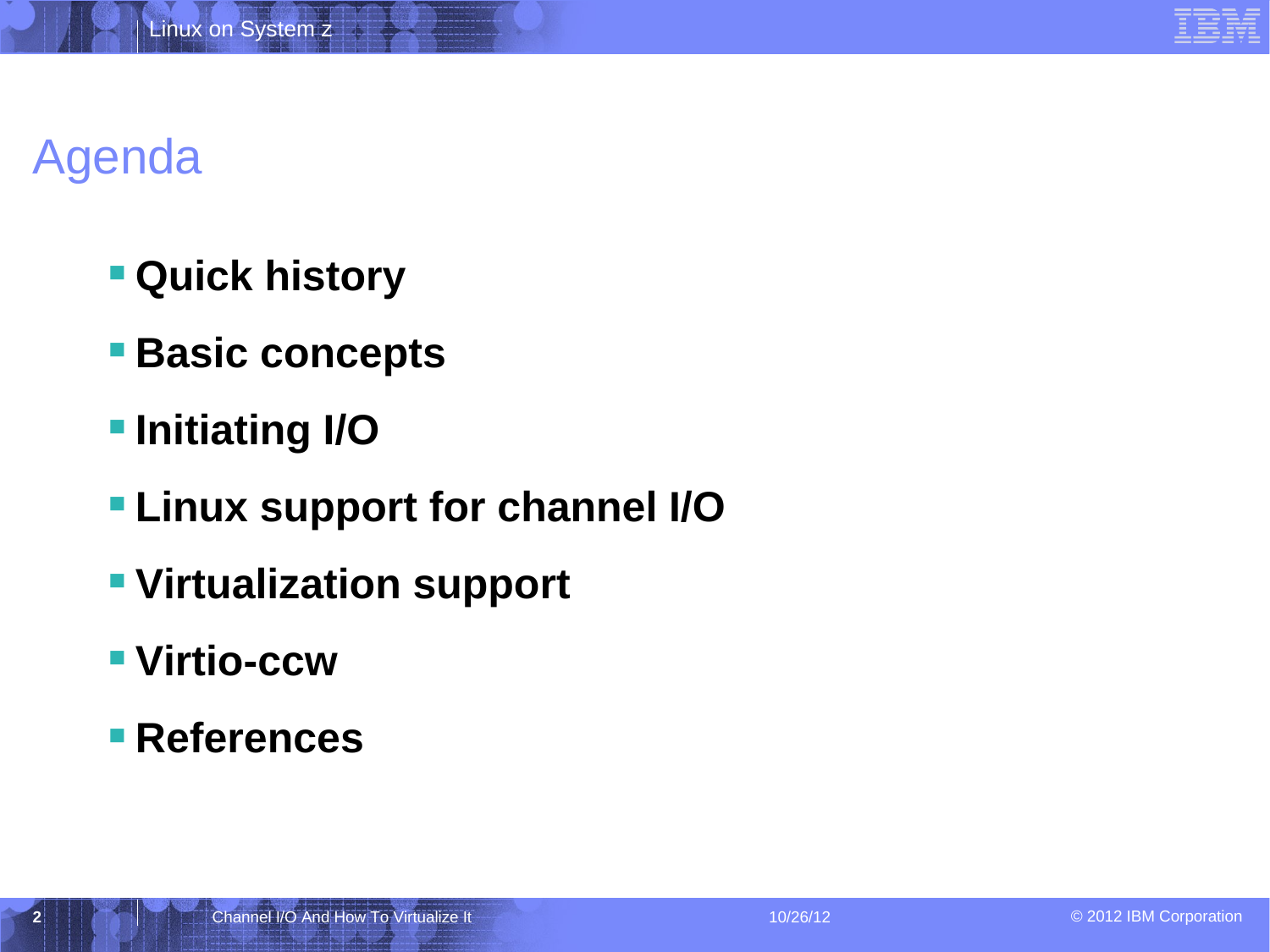# Agenda

- **Quick history**
- **Basic concepts**
- **Initiating I/O**
- **Linux support for channel I/O**
- **Virtualization support**
- **Virtio-ccw**
- **References**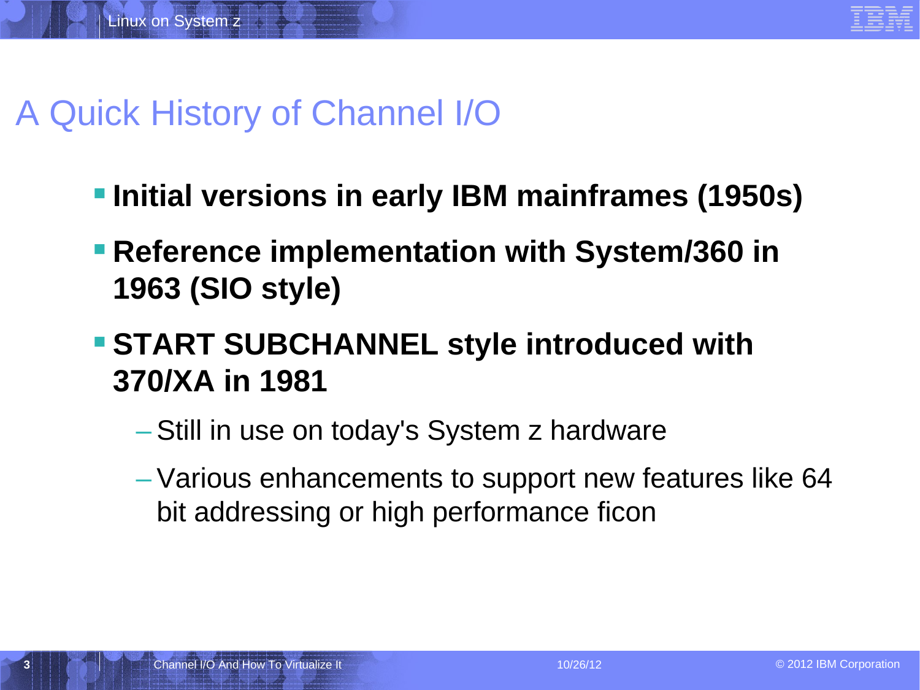# A Quick History of Channel I/O

- **Initial versions in early IBM mainframes (1950s)**
- **Reference implementation with System/360 in 1963 (SIO style)**
- **START SUBCHANNEL style introduced with 370/XA in 1981**
  - Still in use on today's System z hardware
  - Various enhancements to support new features like 64 bit addressing or high performance ficon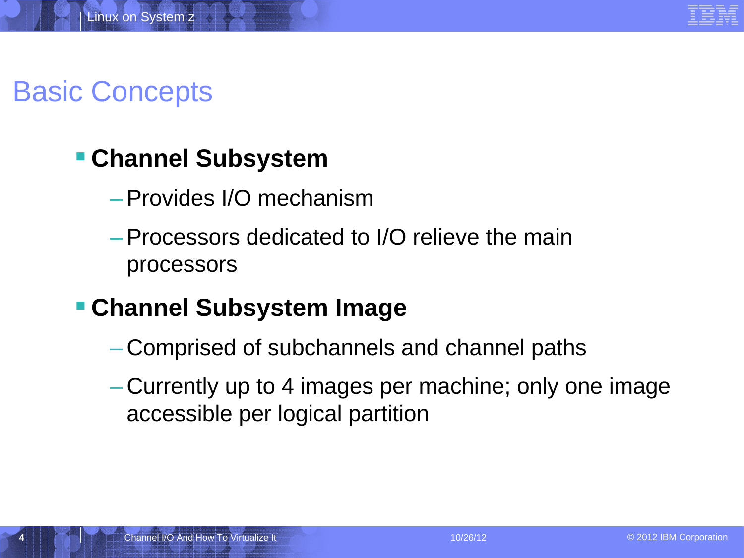# Basic Concepts

- **Channel Subsystem**
  - Provides I/O mechanism
  - Processors dedicated to I/O relieve the main processors
- **Channel Subsystem Image**
  - Comprised of subchannels and channel paths
  - Currently up to 4 images per machine; only one image accessible per logical partition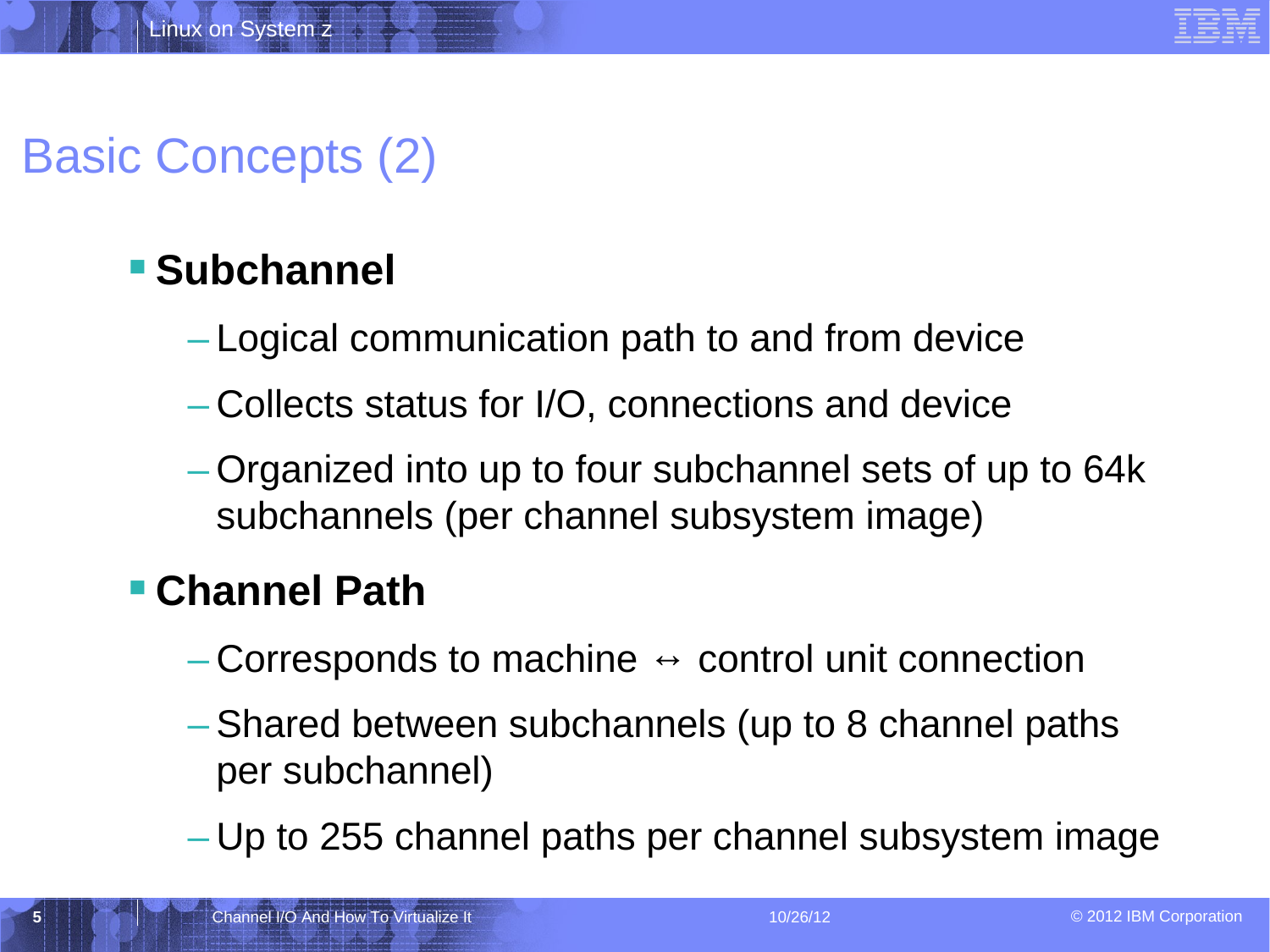# Basic Concepts (2)

- **Subchannel**
  - Logical communication path to and from device
  - Collects status for I/O, connections and device
  - Organized into up to four subchannel sets of up to 64k subchannels (per channel subsystem image)
- **Channel Path**
  - Corresponds to machine ↔ control unit connection
  - Shared between subchannels (up to 8 channel paths per subchannel)
  - Up to 255 channel paths per channel subsystem image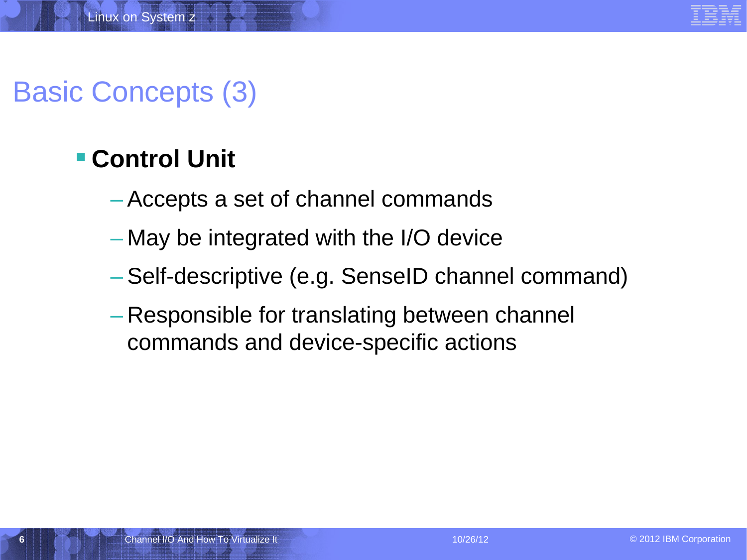# Basic Concepts (3)

- **Control Unit**
  - Accepts a set of channel commands
  - May be integrated with the I/O device
  - Self-descriptive (e.g. SenseID channel command)
  - Responsible for translating between channel commands and device-specific actions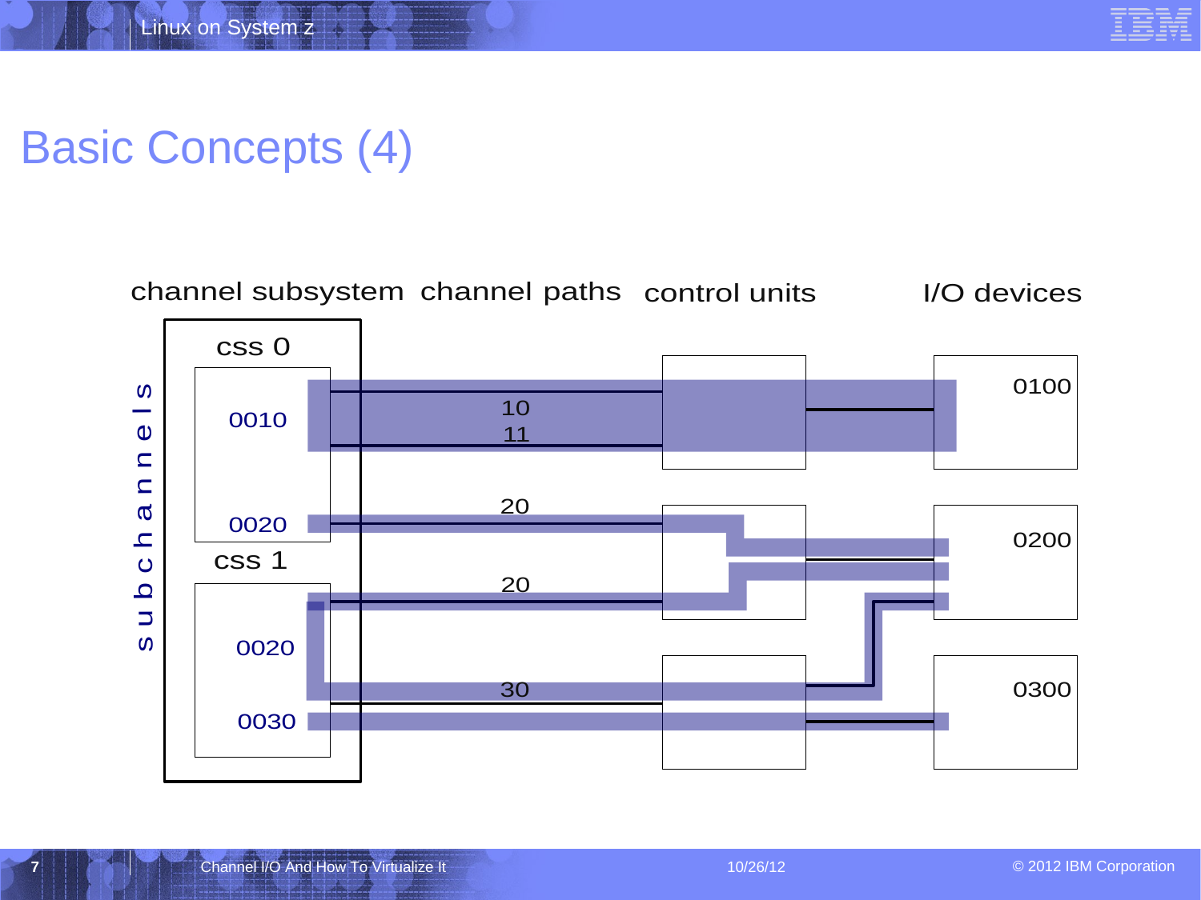# Basic Concepts (4)

channel subsystem | channel paths | control units | I/O devices

subchannels

css 0
- 0010
- 0020

css 1
- 0020
- 0030

Channel paths: 10, 11, 20, 20, 30

I/O devices: 0100, 0200, 0300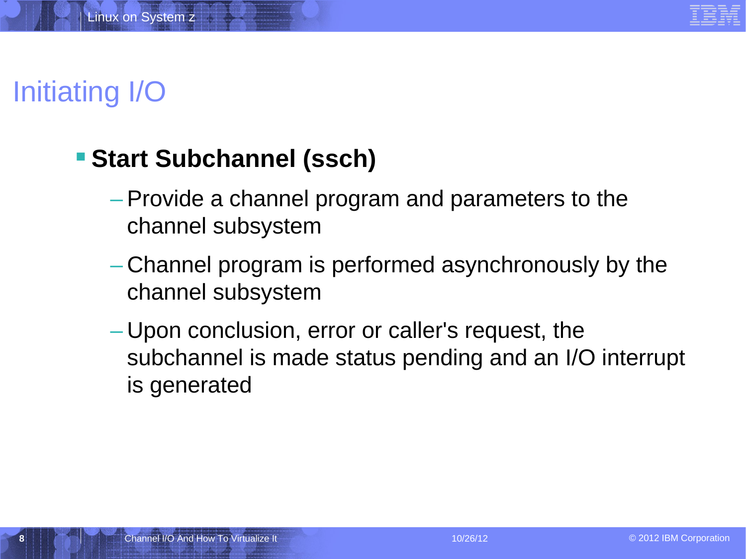# Initiating I/O

- **Start Subchannel (ssch)**
  - Provide a channel program and parameters to the channel subsystem
  - Channel program is performed asynchronously by the channel subsystem
  - Upon conclusion, error or caller's request, the subchannel is made status pending and an I/O interrupt is generated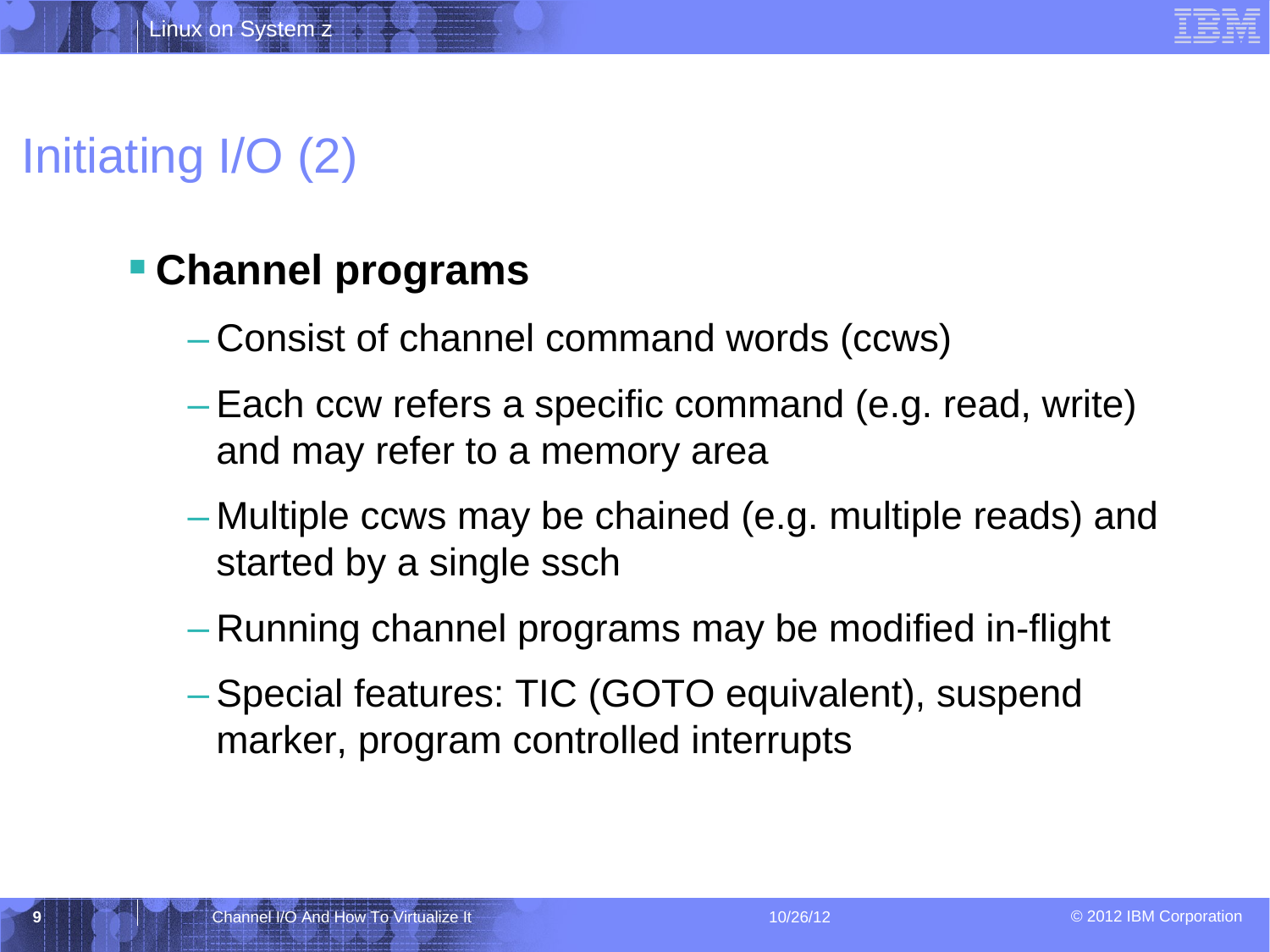# Initiating I/O (2)

- **Channel programs**
  - Consist of channel command words (ccws)
  - Each ccw refers a specific command (e.g. read, write) and may refer to a memory area
  - Multiple ccws may be chained (e.g. multiple reads) and started by a single ssch
  - Running channel programs may be modified in-flight
  - Special features: TIC (GOTO equivalent), suspend marker, program controlled interrupts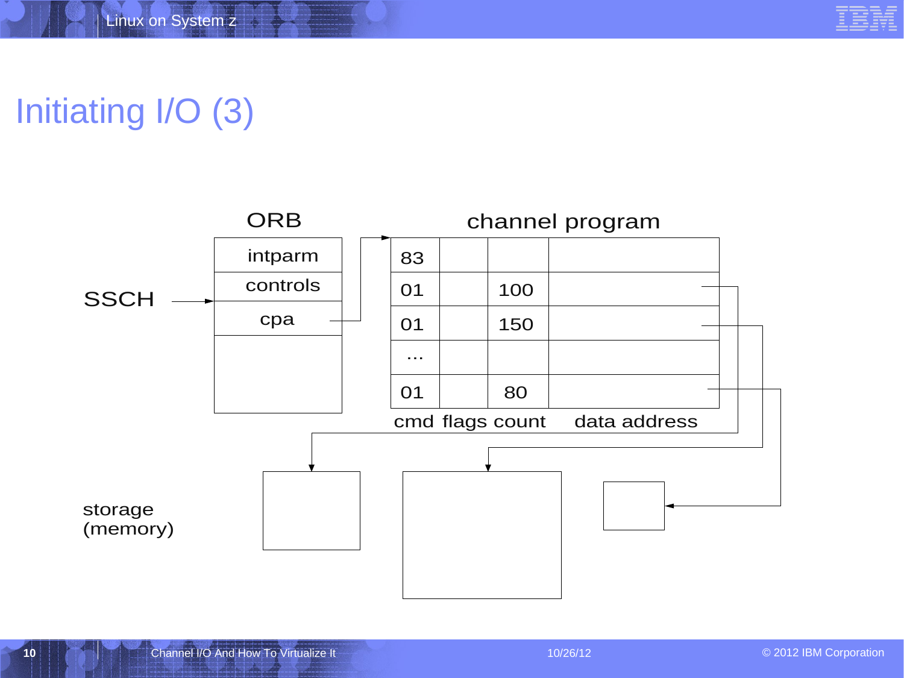# Initiating I/O (3)

SSCH → ORB

| ORB |
|---|
| intparm |
| controls |
| cpa |
| |

channel program

| cmd | flags | count | data address |
|---|---|---|---|
| 83 | | | |
| 01 | | 100 | |
| 01 | | 150 | |
| ... | | | |
| 01 | | 80 | |

storage (memory)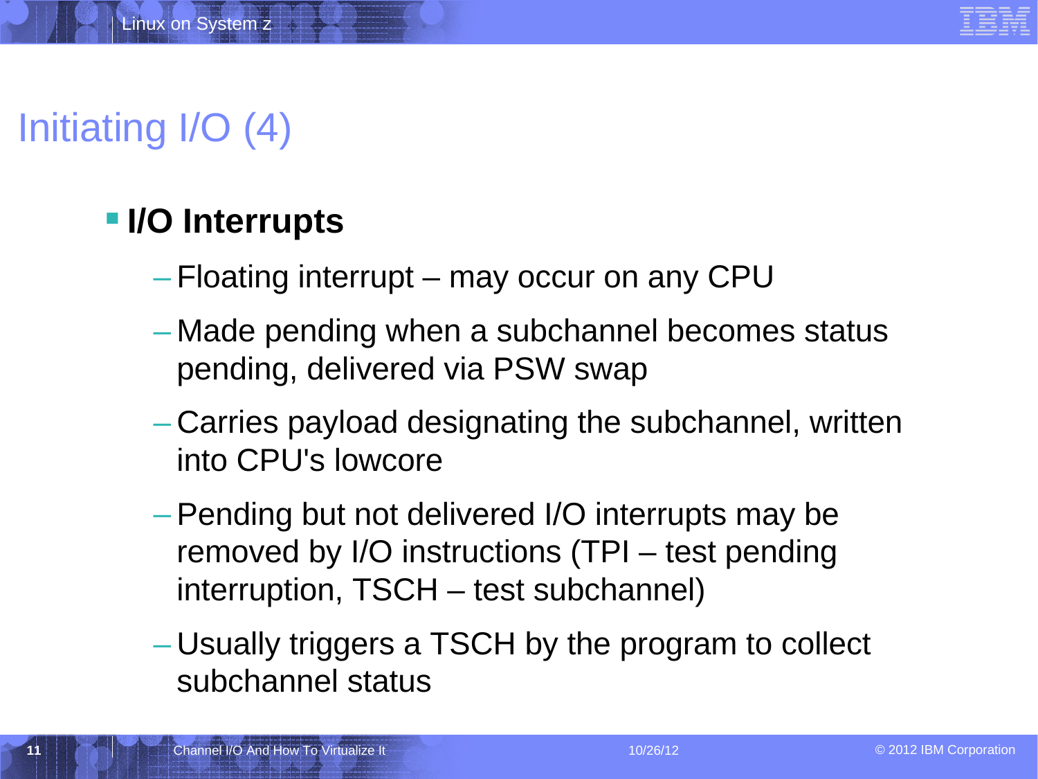# Initiating I/O (4)

- **I/O Interrupts**
  - Floating interrupt – may occur on any CPU
  - Made pending when a subchannel becomes status pending, delivered via PSW swap
  - Carries payload designating the subchannel, written into CPU's lowcore
  - Pending but not delivered I/O interrupts may be removed by I/O instructions (TPI – test pending interruption, TSCH – test subchannel)
  - Usually triggers a TSCH by the program to collect subchannel status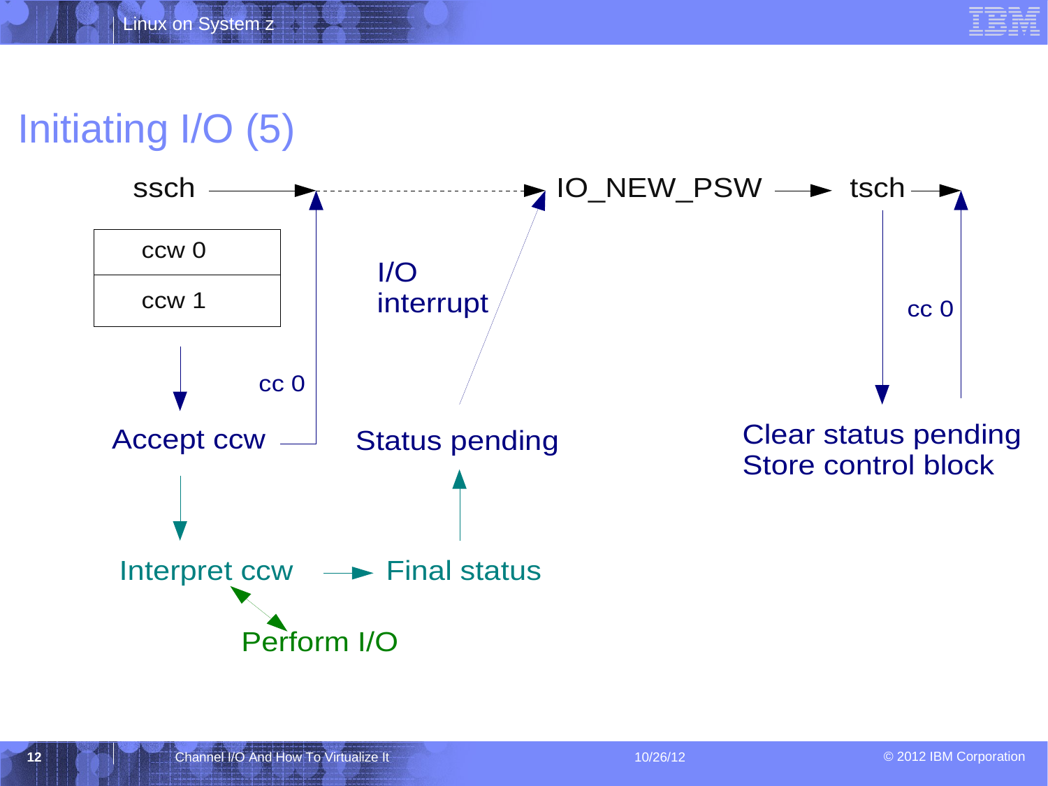# Initiating I/O (5)

ssch

ccw 0

ccw 1

Accept ccw

cc 0

Interpret ccw

Perform I/O

Final status

Status pending

I/O interrupt

IO_NEW_PSW

tsch

cc 0

Clear status pending
Store control block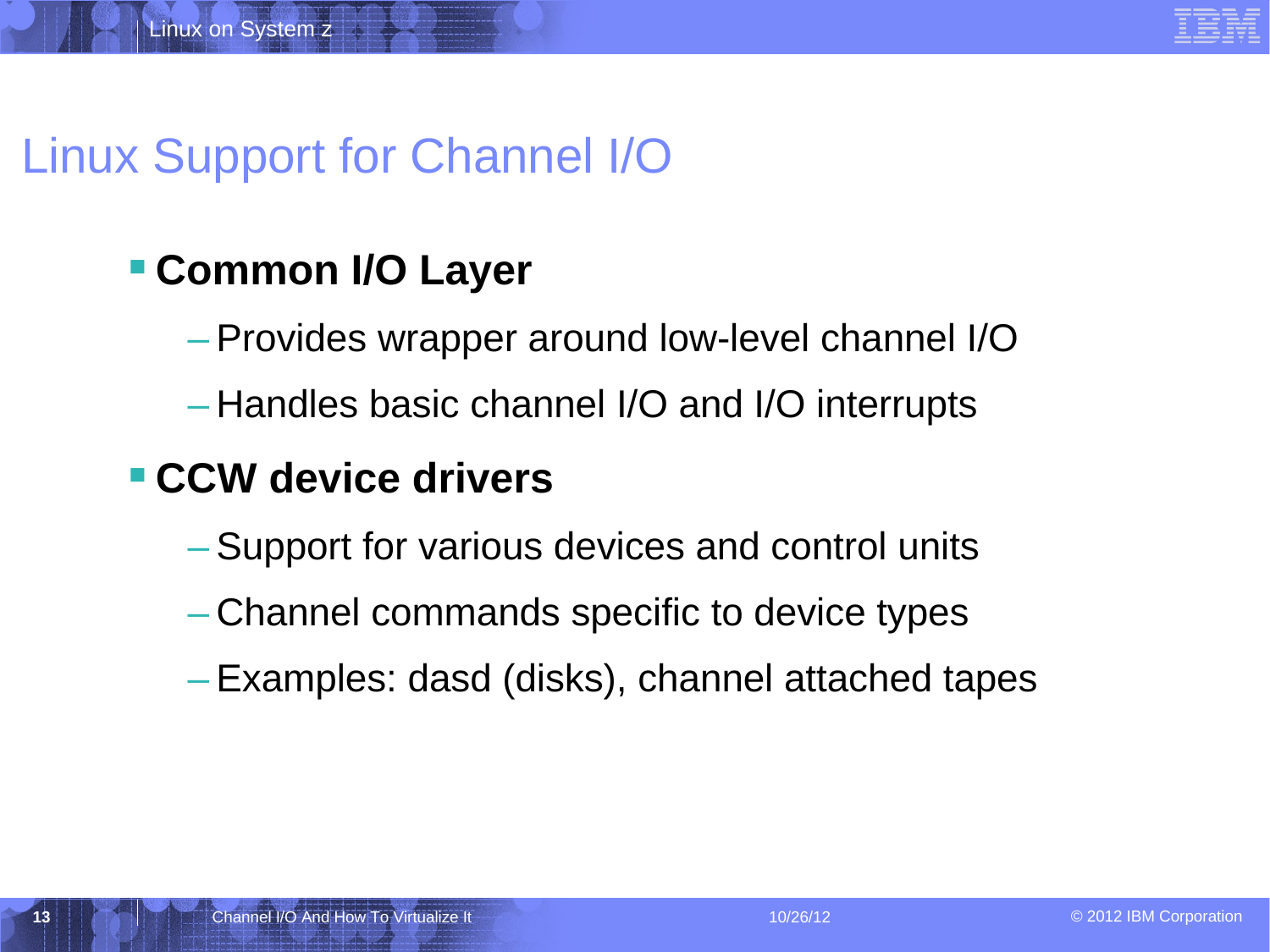# Linux Support for Channel I/O

- **Common I/O Layer**
  - Provides wrapper around low-level channel I/O
  - Handles basic channel I/O and I/O interrupts
- **CCW device drivers**
  - Support for various devices and control units
  - Channel commands specific to device types
  - Examples: dasd (disks), channel attached tapes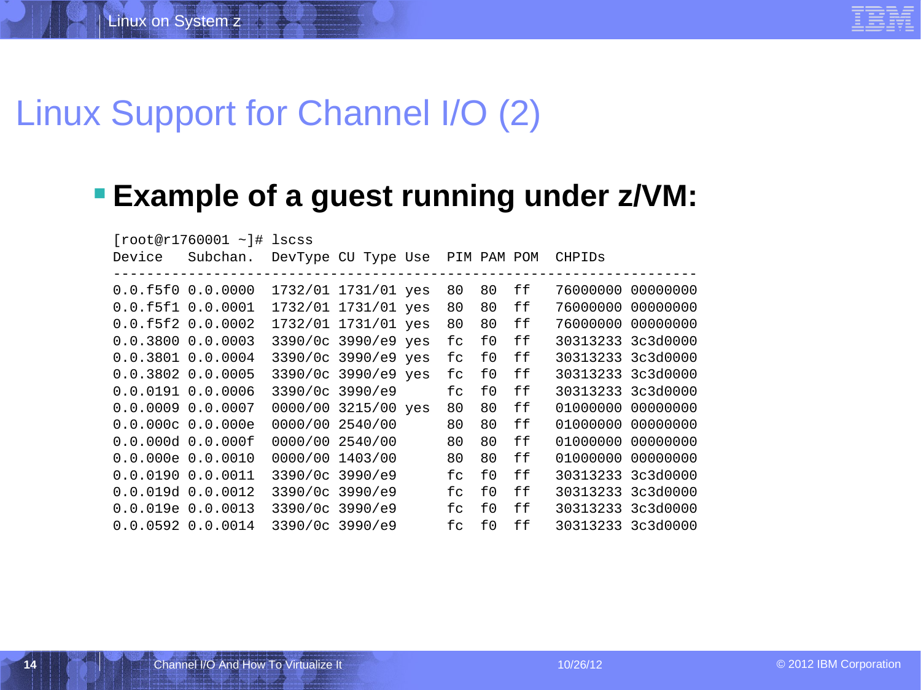# Linux Support for Channel I/O (2)

- **Example of a guest running under z/VM:**

```
[root@r1760001 ~]# lscss
Device   Subchan.  DevType CU Type Use  PIM PAM POM  CHPIDs
----------------------------------------------------------------------
0.0.f5f0 0.0.0000  1732/01 1731/01 yes  80  80  ff   76000000 00000000
0.0.f5f1 0.0.0001  1732/01 1731/01 yes  80  80  ff   76000000 00000000
0.0.f5f2 0.0.0002  1732/01 1731/01 yes  80  80  ff   76000000 00000000
0.0.3800 0.0.0003  3390/0c 3990/e9 yes  fc  f0  ff   30313233 3c3d0000
0.0.3801 0.0.0004  3390/0c 3990/e9 yes  fc  f0  ff   30313233 3c3d0000
0.0.3802 0.0.0005  3390/0c 3990/e9 yes  fc  f0  ff   30313233 3c3d0000
0.0.0191 0.0.0006  3390/0c 3990/e9      fc  f0  ff   30313233 3c3d0000
0.0.0009 0.0.0007  0000/00 3215/00 yes  80  80  ff   01000000 00000000
0.0.000c 0.0.000e  0000/00 2540/00      80  80  ff   01000000 00000000
0.0.000d 0.0.000f  0000/00 2540/00      80  80  ff   01000000 00000000
0.0.000e 0.0.0010  0000/00 1403/00      80  80  ff   01000000 00000000
0.0.0190 0.0.0011  3390/0c 3990/e9      fc  f0  ff   30313233 3c3d0000
0.0.019d 0.0.0012  3390/0c 3990/e9      fc  f0  ff   30313233 3c3d0000
0.0.019e 0.0.0013  3390/0c 3990/e9      fc  f0  ff   30313233 3c3d0000
0.0.0592 0.0.0014  3390/0c 3990/e9      fc  f0  ff   30313233 3c3d0000
```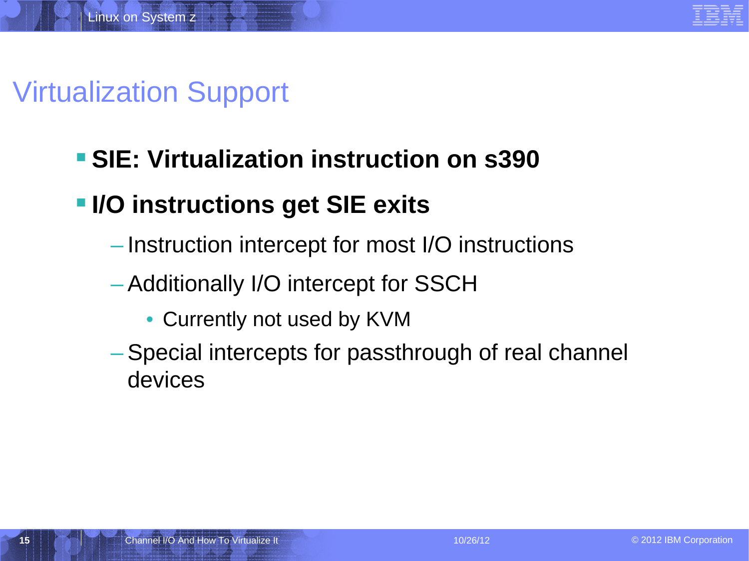# Virtualization Support

- **SIE: Virtualization instruction on s390**
- **I/O instructions get SIE exits**
  - Instruction intercept for most I/O instructions
  - Additionally I/O intercept for SSCH
    - Currently not used by KVM
  - Special intercepts for passthrough of real channel devices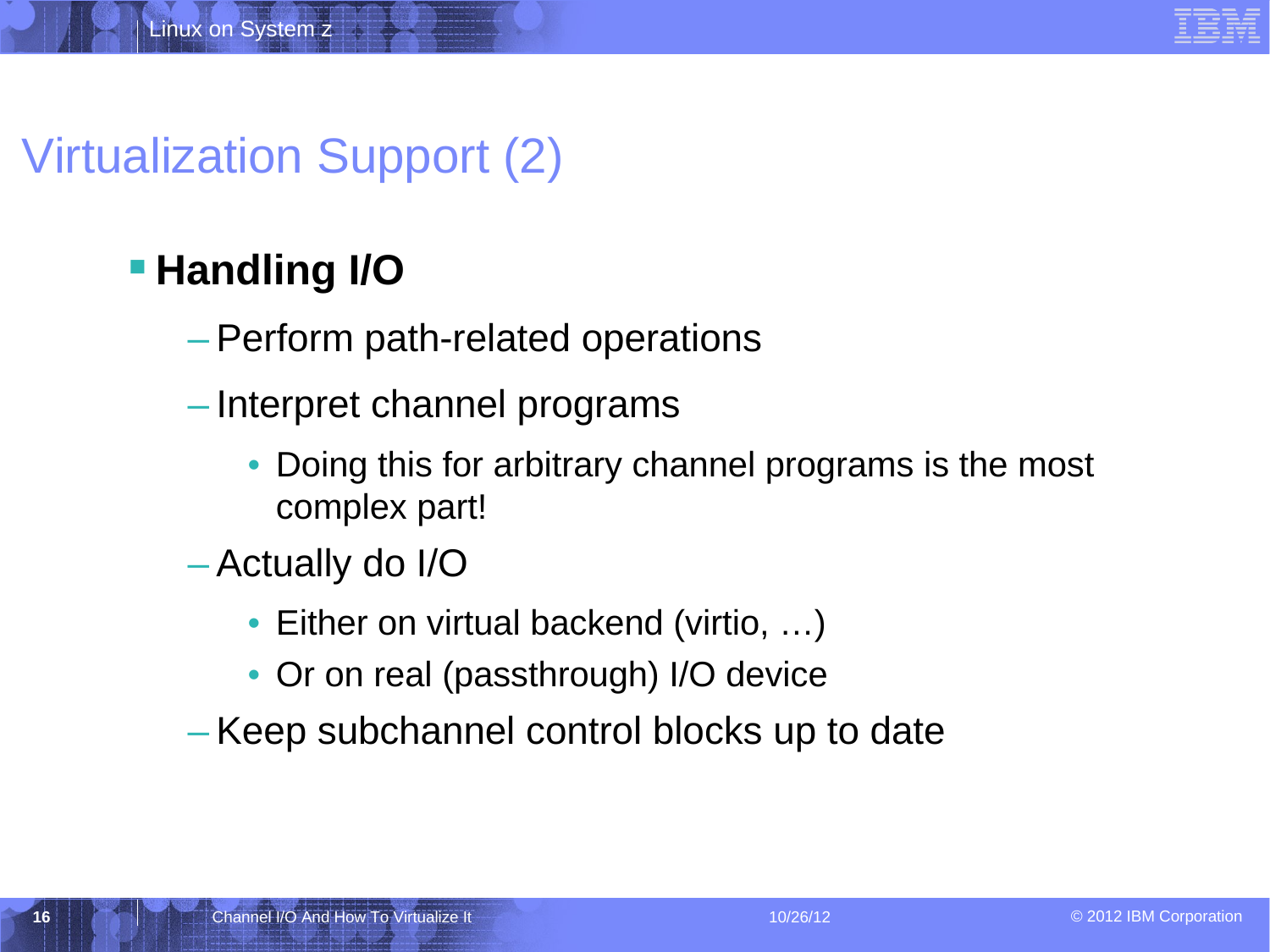# Virtualization Support (2)

- **Handling I/O**
  - Perform path-related operations
  - Interpret channel programs
    - Doing this for arbitrary channel programs is the most complex part!
  - Actually do I/O
    - Either on virtual backend (virtio, …)
    - Or on real (passthrough) I/O device
  - Keep subchannel control blocks up to date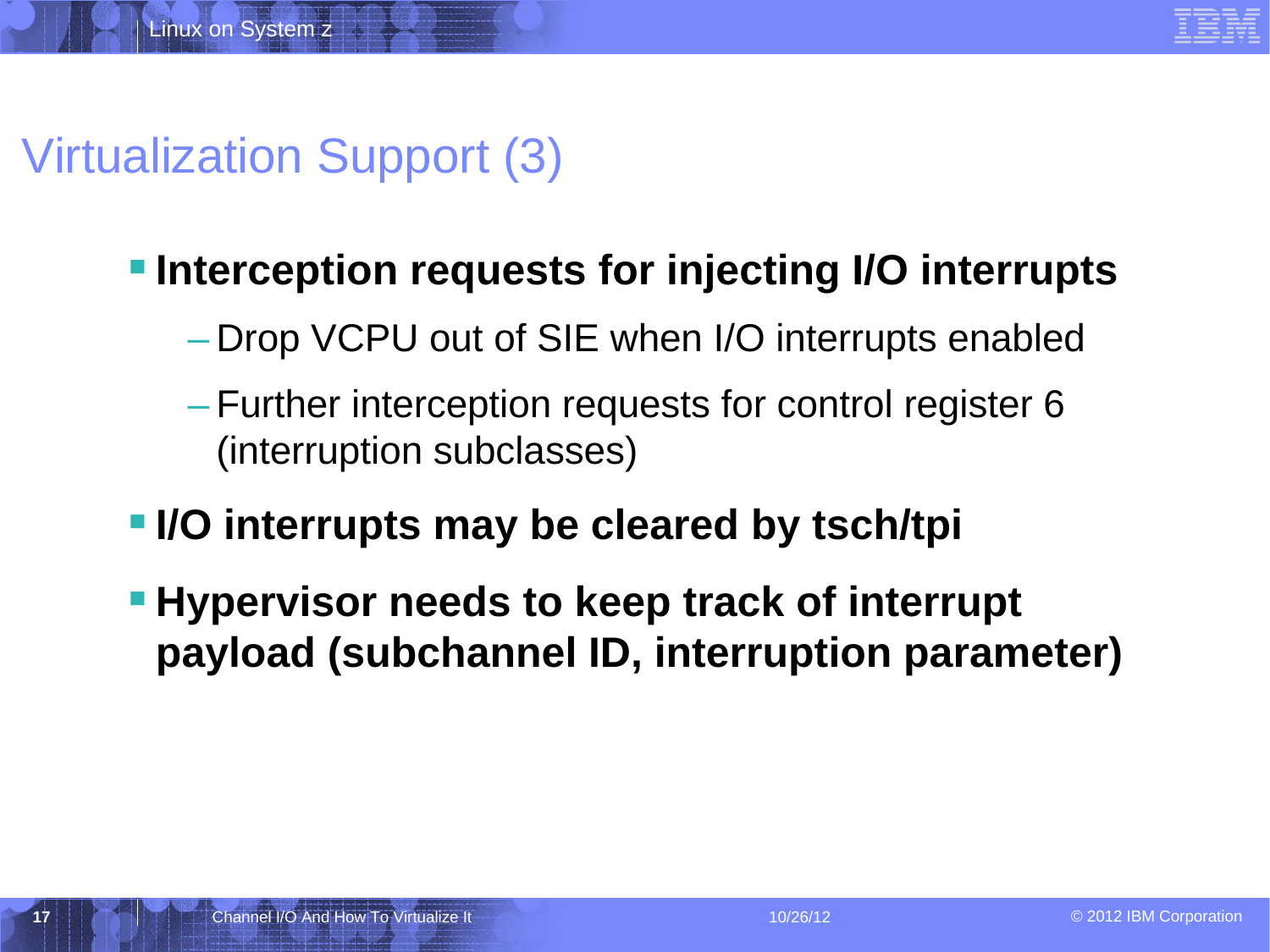# Virtualization Support (3)

- **Interception requests for injecting I/O interrupts**
  - Drop VCPU out of SIE when I/O interrupts enabled
  - Further interception requests for control register 6 (interruption subclasses)
- **I/O interrupts may be cleared by tsch/tpi**
- **Hypervisor needs to keep track of interrupt payload (subchannel ID, interruption parameter)**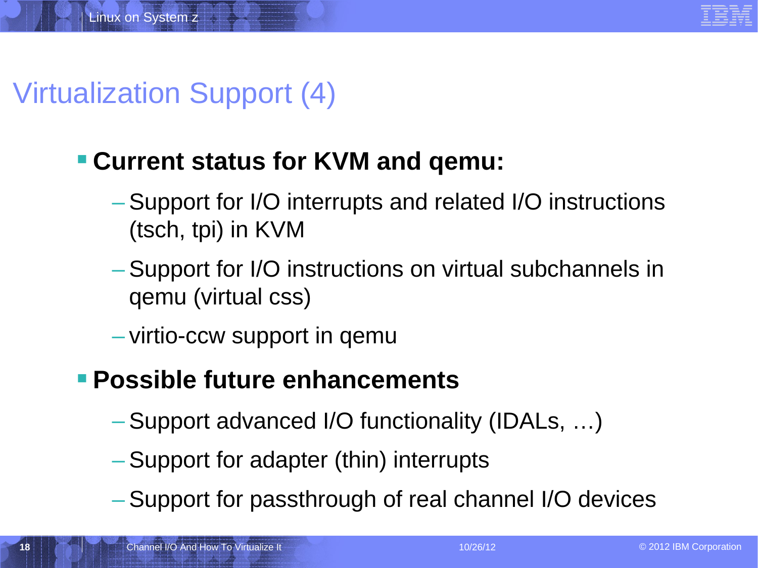# Virtualization Support (4)

- **Current status for KVM and qemu:**
  - Support for I/O interrupts and related I/O instructions (tsch, tpi) in KVM
  - Support for I/O instructions on virtual subchannels in qemu (virtual css)
  - virtio-ccw support in qemu
- **Possible future enhancements**
  - Support advanced I/O functionality (IDALs, …)
  - Support for adapter (thin) interrupts
  - Support for passthrough of real channel I/O devices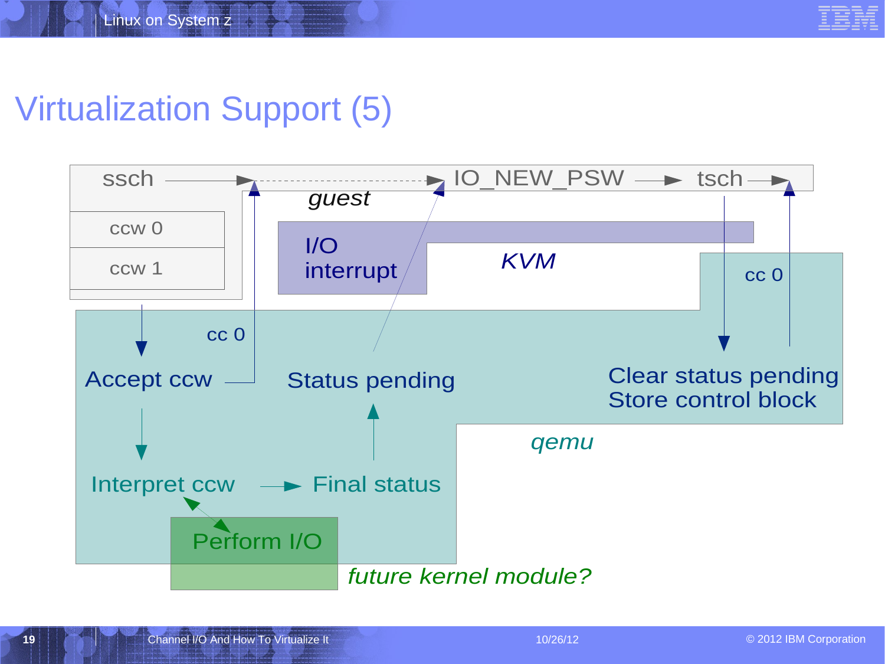# Virtualization Support (5)

ssch

ccw 0

ccw 1

IO_NEW_PSW → tsch

guest

I/O interrupt

KVM

cc 0

cc 0

Accept ccw

Status pending

Clear status pending
Store control block

qemu

Interpret ccw → Final status

Perform I/O

*future kernel module?*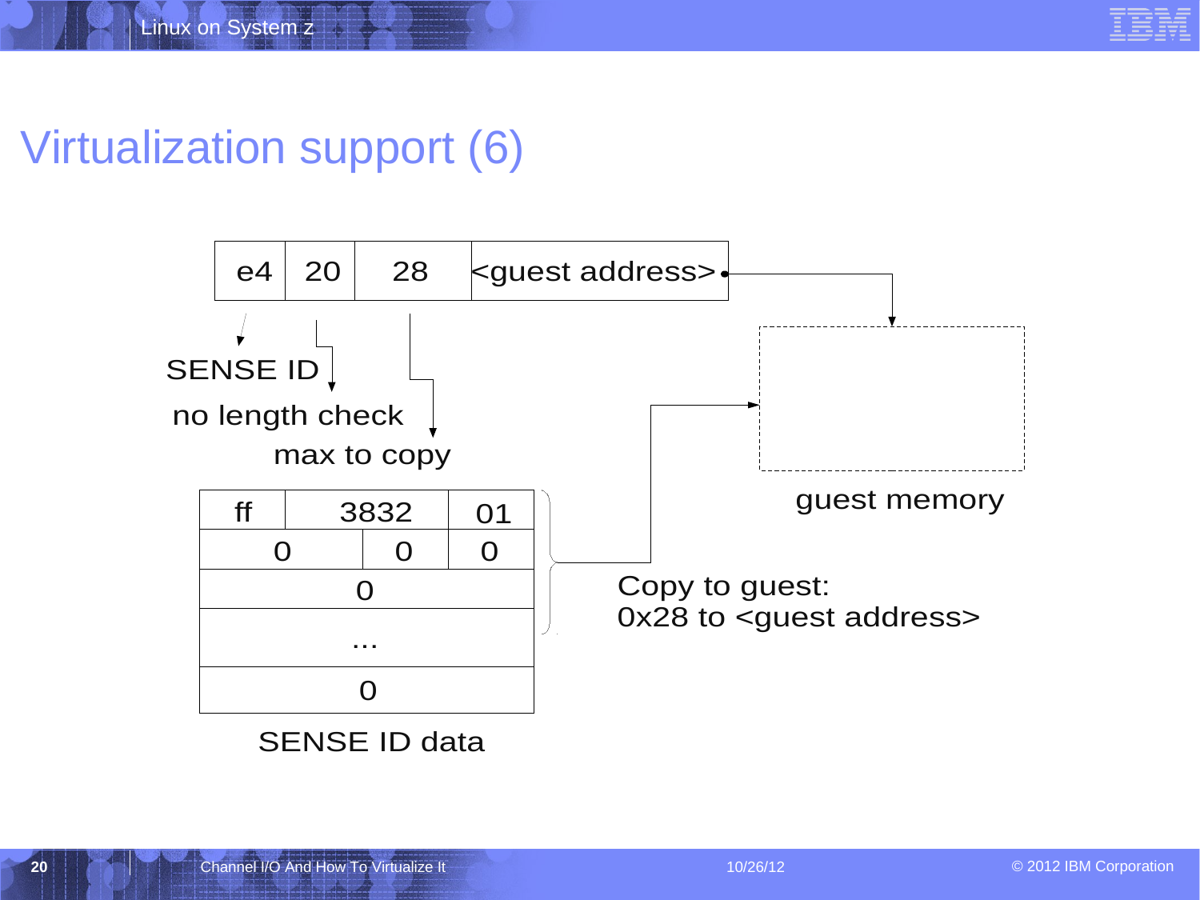# Virtualization support (6)

| e4 | 20 | 28 | <guest address> |
|---|---|---|---|

- e4 → SENSE ID
- 20 → no length check
- 28 → max to copy
- <guest address> → guest memory

SENSE ID data:

| ff | 3832 | 01 |
|---|---|---|
| 0 | 0 | 0 |
| 0 | | |
| ... | | |
| 0 | | |

SENSE ID data

guest memory

Copy to guest:
0x28 to <guest address>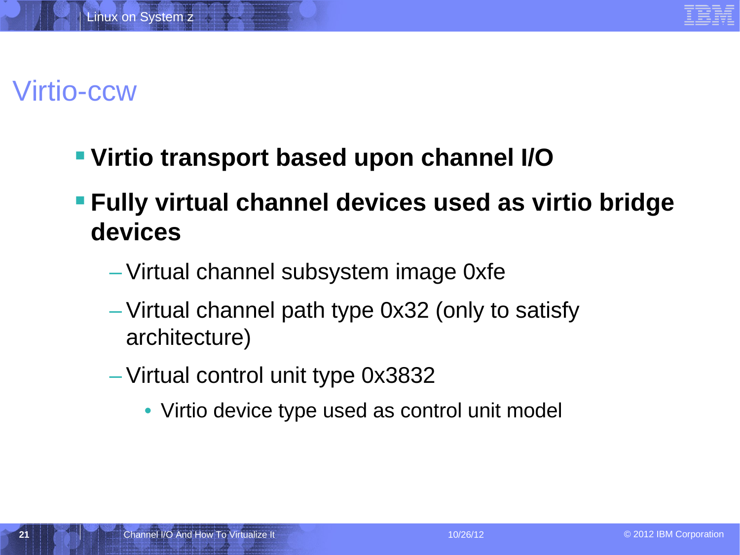# Virtio-ccw

- **Virtio transport based upon channel I/O**
- **Fully virtual channel devices used as virtio bridge devices**
  - Virtual channel subsystem image 0xfe
  - Virtual channel path type 0x32 (only to satisfy architecture)
  - Virtual control unit type 0x3832
    - Virtio device type used as control unit model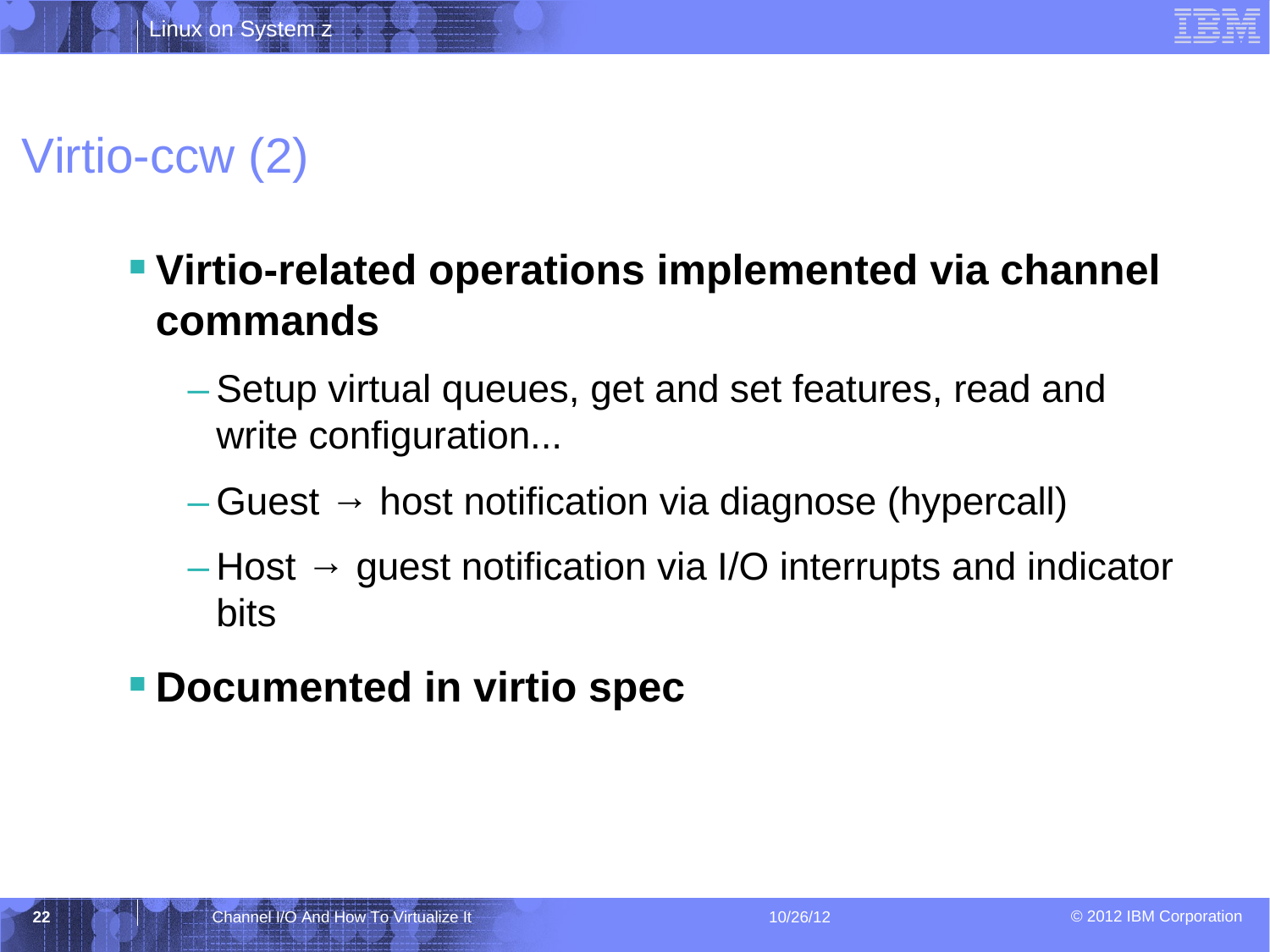# Virtio-ccw (2)

- **Virtio-related operations implemented via channel commands**
  - Setup virtual queues, get and set features, read and write configuration...
  - Guest → host notification via diagnose (hypercall)
  - Host → guest notification via I/O interrupts and indicator bits
- **Documented in virtio spec**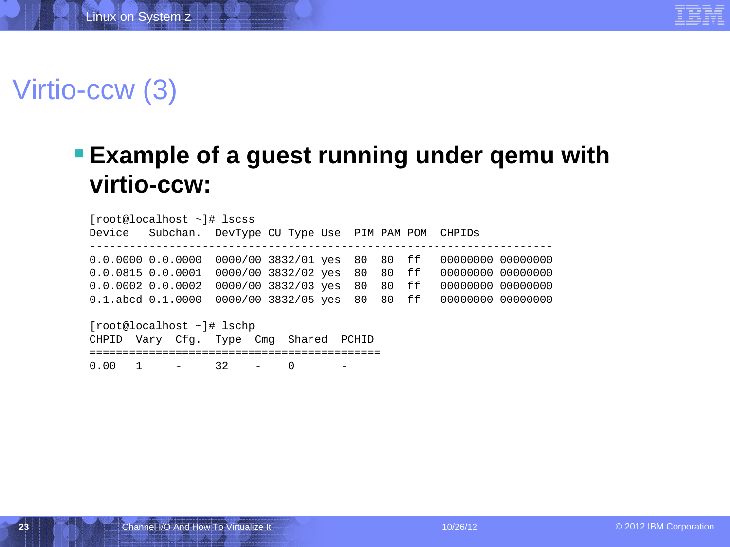# Virtio-ccw (3)

- **Example of a guest running under qemu with virtio-ccw:**

```
[root@localhost ~]# lscss
Device   Subchan.  DevType CU Type Use  PIM PAM POM  CHPIDs
----------------------------------------------------------------------
0.0.0000 0.0.0000  0000/00 3832/01 yes  80  80  ff   00000000 00000000
0.0.0815 0.0.0001  0000/00 3832/02 yes  80  80  ff   00000000 00000000
0.0.0002 0.0.0002  0000/00 3832/03 yes  80  80  ff   00000000 00000000
0.1.abcd 0.1.0000  0000/00 3832/05 yes  80  80  ff   00000000 00000000

[root@localhost ~]# lschp
CHPID  Vary  Cfg.  Type  Cmg  Shared  PCHID
============================================
0.00   1     -     32    -    0       -
```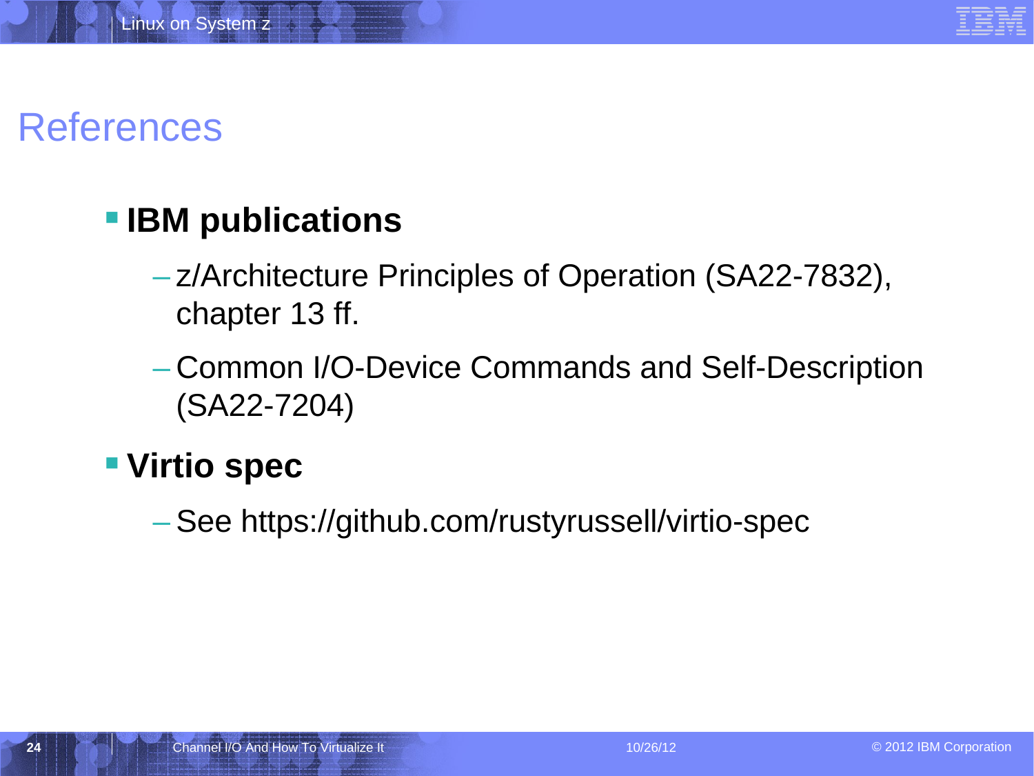# References

- **IBM publications**
  - z/Architecture Principles of Operation (SA22-7832), chapter 13 ff.
  - Common I/O-Device Commands and Self-Description (SA22-7204)
- **Virtio spec**
  - See https://github.com/rustyrussell/virtio-spec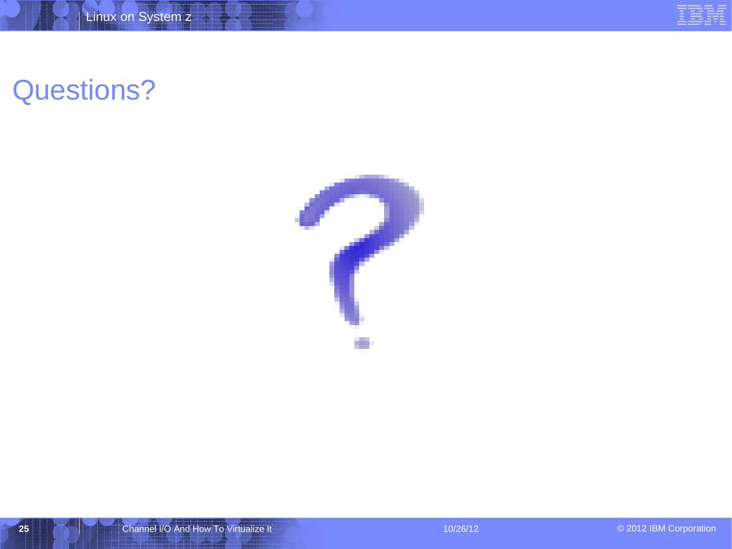# Questions?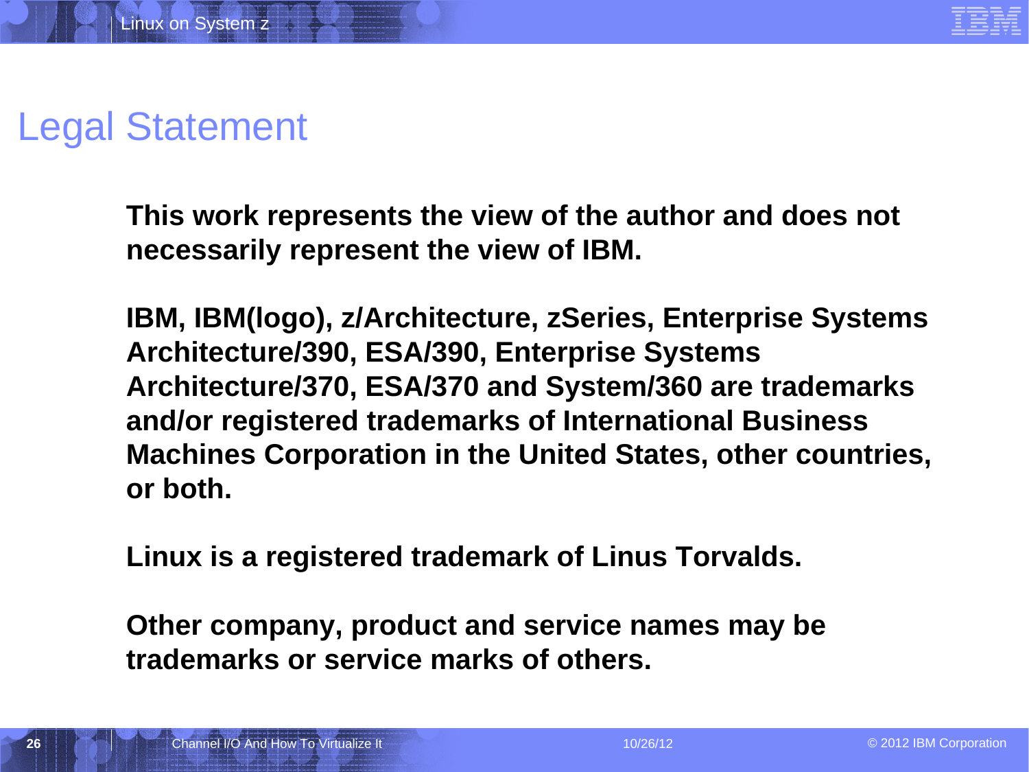# Legal Statement

**This work represents the view of the author and does not necessarily represent the view of IBM.**

**IBM, IBM(logo), z/Architecture, zSeries, Enterprise Systems Architecture/390, ESA/390, Enterprise Systems Architecture/370, ESA/370 and System/360 are trademarks and/or registered trademarks of International Business Machines Corporation in the United States, other countries, or both.**

**Linux is a registered trademark of Linus Torvalds.**

**Other company, product and service names may be trademarks or service marks of others.**